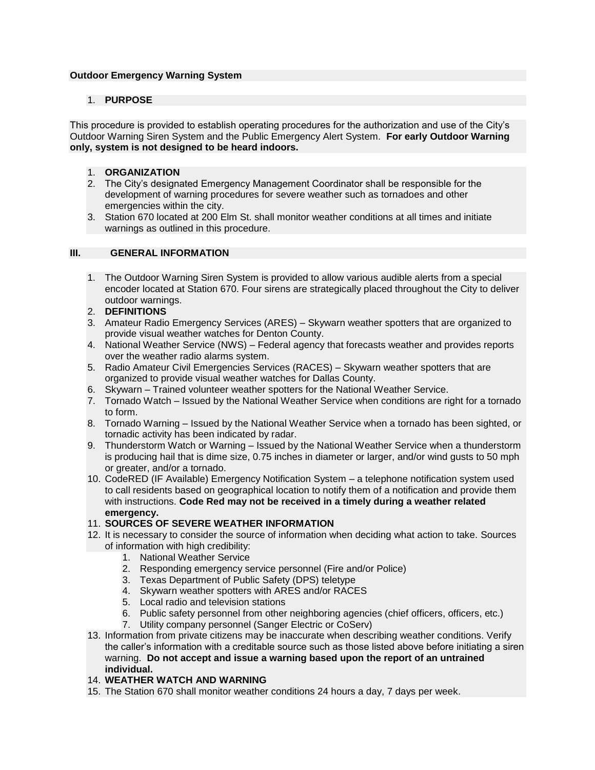**Outdoor Emergency Warning System**

1. **PURPOSE**

This procedure is provided to establish operating procedures for the authorization and use of the City's Outdoor Warning Siren System and the Public Emergency Alert System. **For early Outdoor Warning only, system is not designed to be heard indoors.**

1. **ORGANIZATION**
2. The City's designated Emergency Management Coordinator shall be responsible for the development of warning procedures for severe weather such as tornadoes and other emergencies within the city.
3. Station 670 located at 200 Elm St. shall monitor weather conditions at all times and initiate warnings as outlined in this procedure.

**III. GENERAL INFORMATION**

1. The Outdoor Warning Siren System is provided to allow various audible alerts from a special encoder located at Station 670. Four sirens are strategically placed throughout the City to deliver outdoor warnings.
2. **DEFINITIONS**
3. Amateur Radio Emergency Services (ARES) – Skywarn weather spotters that are organized to provide visual weather watches for Denton County.
4. National Weather Service (NWS) – Federal agency that forecasts weather and provides reports over the weather radio alarms system.
5. Radio Amateur Civil Emergencies Services (RACES) – Skywarn weather spotters that are organized to provide visual weather watches for Dallas County.
6. Skywarn – Trained volunteer weather spotters for the National Weather Service.
7. Tornado Watch – Issued by the National Weather Service when conditions are right for a tornado to form.
8. Tornado Warning – Issued by the National Weather Service when a tornado has been sighted, or tornadic activity has been indicated by radar.
9. Thunderstorm Watch or Warning – Issued by the National Weather Service when a thunderstorm is producing hail that is dime size, 0.75 inches in diameter or larger, and/or wind gusts to 50 mph or greater, and/or a tornado.
10. CodeRED (IF Available) Emergency Notification System – a telephone notification system used to call residents based on geographical location to notify them of a notification and provide them with instructions. **Code Red may not be received in a timely during a weather related emergency.**
11. **SOURCES OF SEVERE WEATHER INFORMATION**
12. It is necessary to consider the source of information when deciding what action to take. Sources of information with high credibility:
    1. National Weather Service
    2. Responding emergency service personnel (Fire and/or Police)
    3. Texas Department of Public Safety (DPS) teletype
    4. Skywarn weather spotters with ARES and/or RACES
    5. Local radio and television stations
    6. Public safety personnel from other neighboring agencies (chief officers, officers, etc.)
    7. Utility company personnel (Sanger Electric or CoServ)
13. Information from private citizens may be inaccurate when describing weather conditions. Verify the caller's information with a creditable source such as those listed above before initiating a siren warning. **Do not accept and issue a warning based upon the report of an untrained individual.**
14. **WEATHER WATCH AND WARNING**
15. The Station 670 shall monitor weather conditions 24 hours a day, 7 days per week.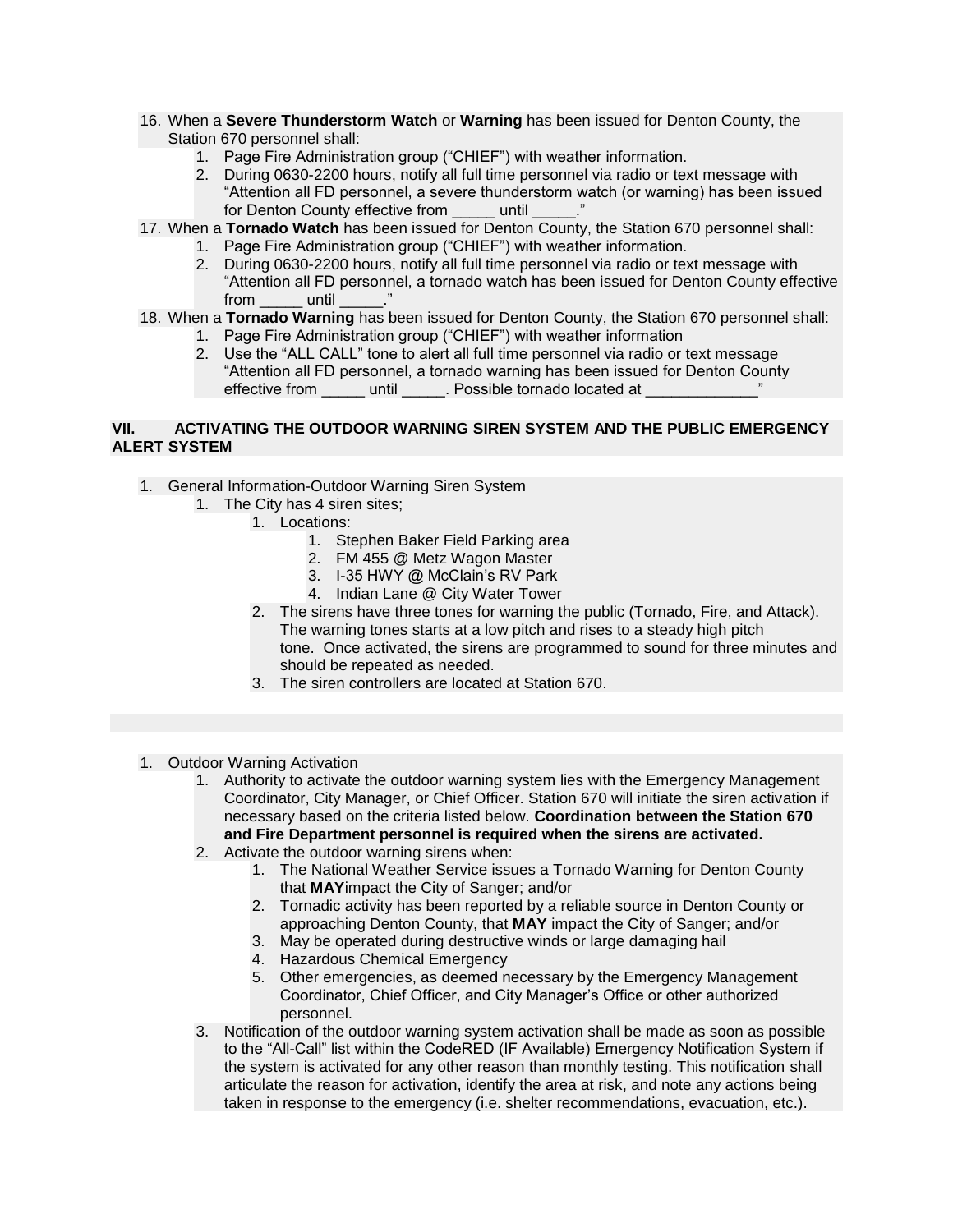16. When a **Severe Thunderstorm Watch** or **Warning** has been issued for Denton County, the Station 670 personnel shall:
    1. Page Fire Administration group ("CHIEF") with weather information.
    2. During 0630-2200 hours, notify all full time personnel via radio or text message with "Attention all FD personnel, a severe thunderstorm watch (or warning) has been issued for Denton County effective from _____ until _____."
17. When a **Tornado Watch** has been issued for Denton County, the Station 670 personnel shall:
    1. Page Fire Administration group ("CHIEF") with weather information.
    2. During 0630-2200 hours, notify all full time personnel via radio or text message with "Attention all FD personnel, a tornado watch has been issued for Denton County effective from _____ until _____."
18. When a **Tornado Warning** has been issued for Denton County, the Station 670 personnel shall:
    1. Page Fire Administration group ("CHIEF") with weather information
    2. Use the "ALL CALL" tone to alert all full time personnel via radio or text message "Attention all FD personnel, a tornado warning has been issued for Denton County effective from _____ until _____. Possible tornado located at _____________"

## VII. ACTIVATING THE OUTDOOR WARNING SIREN SYSTEM AND THE PUBLIC EMERGENCY ALERT SYSTEM

1. General Information-Outdoor Warning Siren System
    1. The City has 4 siren sites;
        1. Locations:
            1. Stephen Baker Field Parking area
            2. FM 455 @ Metz Wagon Master
            3. I-35 HWY @ McClain's RV Park
            4. Indian Lane @ City Water Tower
        2. The sirens have three tones for warning the public (Tornado, Fire, and Attack). The warning tones starts at a low pitch and rises to a steady high pitch tone. Once activated, the sirens are programmed to sound for three minutes and should be repeated as needed.
        3. The siren controllers are located at Station 670.

1. Outdoor Warning Activation
    1. Authority to activate the outdoor warning system lies with the Emergency Management Coordinator, City Manager, or Chief Officer. Station 670 will initiate the siren activation if necessary based on the criteria listed below. **Coordination between the Station 670 and Fire Department personnel is required when the sirens are activated.**
    2. Activate the outdoor warning sirens when:
        1. The National Weather Service issues a Tornado Warning for Denton County that **MAY**impact the City of Sanger; and/or
        2. Tornadic activity has been reported by a reliable source in Denton County or approaching Denton County, that **MAY** impact the City of Sanger; and/or
        3. May be operated during destructive winds or large damaging hail
        4. Hazardous Chemical Emergency
        5. Other emergencies, as deemed necessary by the Emergency Management Coordinator, Chief Officer, and City Manager's Office or other authorized personnel.
    3. Notification of the outdoor warning system activation shall be made as soon as possible to the "All-Call" list within the CodeRED (IF Available) Emergency Notification System if the system is activated for any other reason than monthly testing. This notification shall articulate the reason for activation, identify the area at risk, and note any actions being taken in response to the emergency (i.e. shelter recommendations, evacuation, etc.).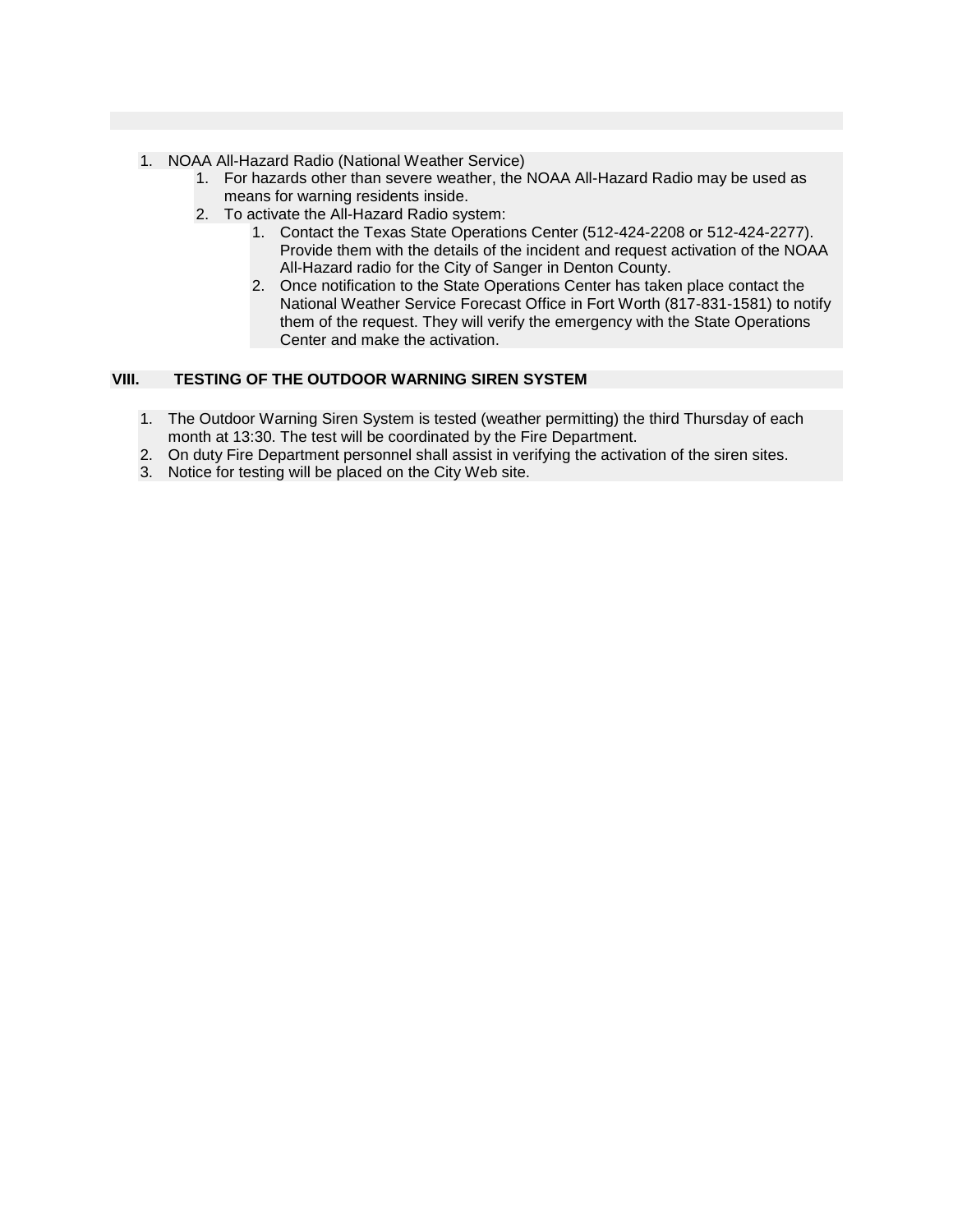1. NOAA All-Hazard Radio (National Weather Service)
    1. For hazards other than severe weather, the NOAA All-Hazard Radio may be used as means for warning residents inside.
    2. To activate the All-Hazard Radio system:
        1. Contact the Texas State Operations Center (512-424-2208 or 512-424-2277). Provide them with the details of the incident and request activation of the NOAA All-Hazard radio for the City of Sanger in Denton County.
        2. Once notification to the State Operations Center has taken place contact the National Weather Service Forecast Office in Fort Worth (817-831-1581) to notify them of the request. They will verify the emergency with the State Operations Center and make the activation.

## VIII. TESTING OF THE OUTDOOR WARNING SIREN SYSTEM

1. The Outdoor Warning Siren System is tested (weather permitting) the third Thursday of each month at 13:30. The test will be coordinated by the Fire Department.
2. On duty Fire Department personnel shall assist in verifying the activation of the siren sites.
3. Notice for testing will be placed on the City Web site.